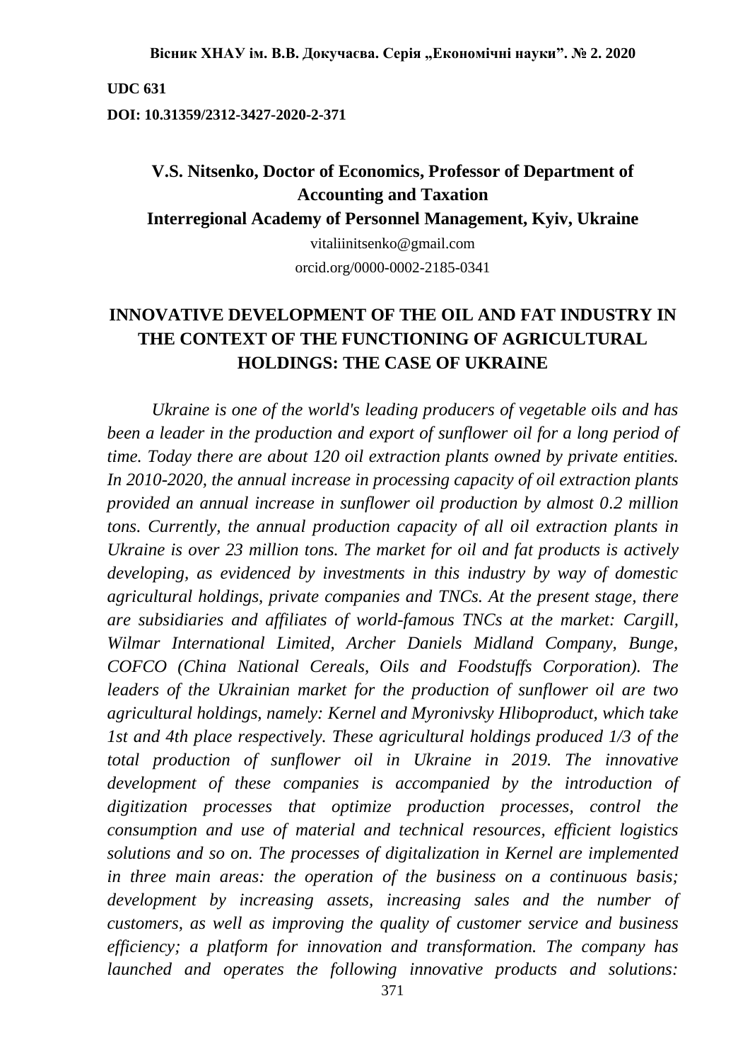UDC 631

DOI: 10.31359/2312-3427-2020-2-371

**V.S. Nitsenko, Doctor of Economics, Professor of Department of Accounting and Taxation**

**Interregional Academy of Personnel Management, Kyiv, Ukraine**

vitaliinitsenko@gmail.com

orcid.org/0000-0002-2185-0341

# INNOVATIVE DEVELOPMENT OF THE OIL AND FAT INDUSTRY IN THE CONTEXT OF THE FUNCTIONING OF AGRICULTURAL HOLDINGS: THE CASE OF UKRAINE

*Ukraine is one of the world's leading producers of vegetable oils and has been a leader in the production and export of sunflower oil for a long period of time. Today there are about 120 oil extraction plants owned by private entities. In 2010-2020, the annual increase in processing capacity of oil extraction plants provided an annual increase in sunflower oil production by almost 0.2 million tons. Currently, the annual production capacity of all oil extraction plants in Ukraine is over 23 million tons. The market for oil and fat products is actively developing, as evidenced by investments in this industry by way of domestic agricultural holdings, private companies and TNCs. At the present stage, there are subsidiaries and affiliates of world-famous TNCs at the market: Cargill, Wilmar International Limited, Archer Daniels Midland Company, Bunge, COFCO (China National Cereals, Oils and Foodstuffs Corporation). The leaders of the Ukrainian market for the production of sunflower oil are two agricultural holdings, namely: Kernel and Myronivsky Hliboproduct, which take 1st and 4th place respectively. These agricultural holdings produced 1/3 of the total production of sunflower oil in Ukraine in 2019. The innovative development of these companies is accompanied by the introduction of digitization processes that optimize production processes, control the consumption and use of material and technical resources, efficient logistics solutions and so on. The processes of digitalization in Kernel are implemented in three main areas: the operation of the business on a continuous basis; development by increasing assets, increasing sales and the number of customers, as well as improving the quality of customer service and business efficiency; a platform for innovation and transformation. The company has launched and operates the following innovative products and solutions:*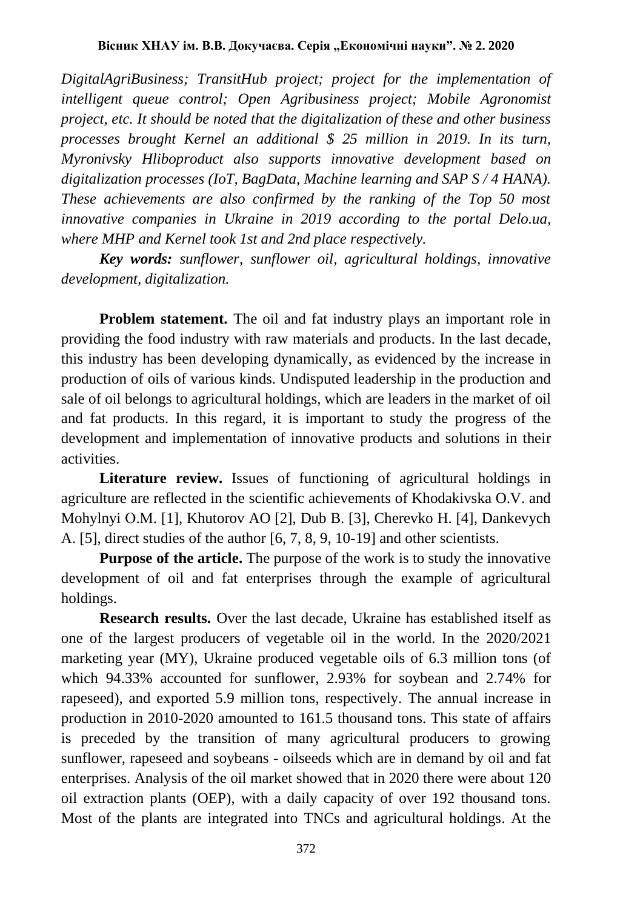*DigitalAgriBusiness; TransitHub project; project for the implementation of intelligent queue control; Open Agribusiness project; Mobile Agronomist project, etc. It should be noted that the digitalization of these and other business processes brought Kernel an additional $ 25 million in 2019. In its turn, Myronivsky Hliboproduct also supports innovative development based on digitalization processes (IoT, BagData, Machine learning and SAP S / 4 HANA). These achievements are also confirmed by the ranking of the Top 50 most innovative companies in Ukraine in 2019 according to the portal Delo.ua, where MHP and Kernel took 1st and 2nd place respectively.*

***Key words:*** *sunflower, sunflower oil, agricultural holdings, innovative development, digitalization.*

**Problem statement.** The oil and fat industry plays an important role in providing the food industry with raw materials and products. In the last decade, this industry has been developing dynamically, as evidenced by the increase in production of oils of various kinds. Undisputed leadership in the production and sale of oil belongs to agricultural holdings, which are leaders in the market of oil and fat products. In this regard, it is important to study the progress of the development and implementation of innovative products and solutions in their activities.

**Literature review.** Issues of functioning of agricultural holdings in agriculture are reflected in the scientific achievements of Khodakivska O.V. and Mohylnyi O.M. [1], Khutorov AO [2], Dub B. [3], Cherevko H. [4], Dankevych A. [5], direct studies of the author [6, 7, 8, 9, 10-19] and other scientists.

**Purpose of the article.** The purpose of the work is to study the innovative development of oil and fat enterprises through the example of agricultural holdings.

**Research results.** Over the last decade, Ukraine has established itself as one of the largest producers of vegetable oil in the world. In the 2020/2021 marketing year (MY), Ukraine produced vegetable oils of 6.3 million tons (of which 94.33% accounted for sunflower, 2.93% for soybean and 2.74% for rapeseed), and exported 5.9 million tons, respectively. The annual increase in production in 2010-2020 amounted to 161.5 thousand tons. This state of affairs is preceded by the transition of many agricultural producers to growing sunflower, rapeseed and soybeans - oilseeds which are in demand by oil and fat enterprises. Analysis of the oil market showed that in 2020 there were about 120 oil extraction plants (OEP), with a daily capacity of over 192 thousand tons. Most of the plants are integrated into TNCs and agricultural holdings. At the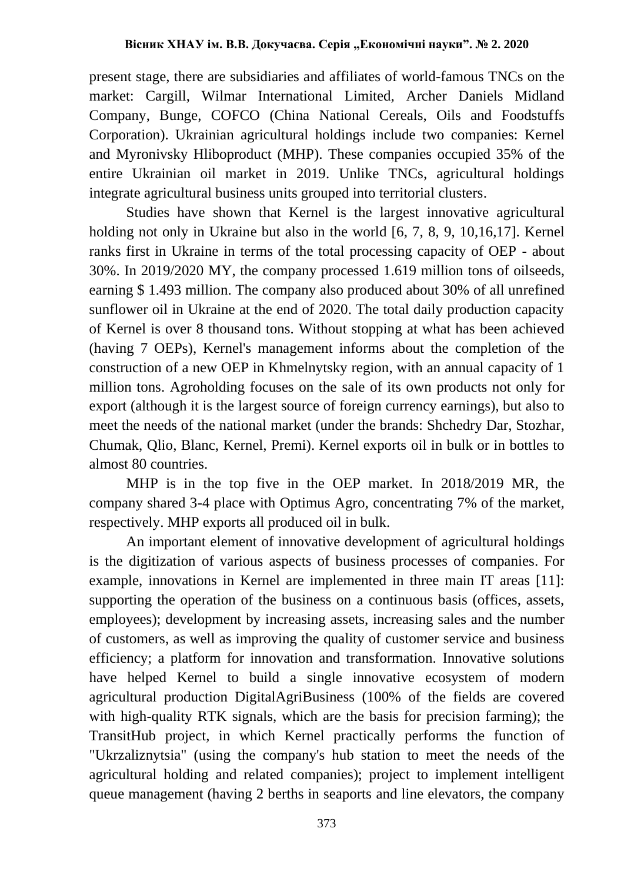present stage, there are subsidiaries and affiliates of world-famous TNCs on the market: Cargill, Wilmar International Limited, Archer Daniels Midland Company, Bunge, COFCO (China National Cereals, Oils and Foodstuffs Corporation). Ukrainian agricultural holdings include two companies: Kernel and Myronivsky Hliboproduct (MHP). These companies occupied 35% of the entire Ukrainian oil market in 2019. Unlike TNCs, agricultural holdings integrate agricultural business units grouped into territorial clusters.

Studies have shown that Kernel is the largest innovative agricultural holding not only in Ukraine but also in the world [6, 7, 8, 9, 10,16,17]. Kernel ranks first in Ukraine in terms of the total processing capacity of OEP - about 30%. In 2019/2020 MY, the company processed 1.619 million tons of oilseeds, earning $ 1.493 million. The company also produced about 30% of all unrefined sunflower oil in Ukraine at the end of 2020. The total daily production capacity of Kernel is over 8 thousand tons. Without stopping at what has been achieved (having 7 OEPs), Kernel's management informs about the completion of the construction of a new OEP in Khmelnytsky region, with an annual capacity of 1 million tons. Agroholding focuses on the sale of its own products not only for export (although it is the largest source of foreign currency earnings), but also to meet the needs of the national market (under the brands: Shchedry Dar, Stozhar, Chumak, Qlio, Blanc, Kernel, Premi). Kernel exports oil in bulk or in bottles to almost 80 countries.

MHP is in the top five in the OEP market. In 2018/2019 MR, the company shared 3-4 place with Optimus Agro, concentrating 7% of the market, respectively. MHP exports all produced oil in bulk.

An important element of innovative development of agricultural holdings is the digitization of various aspects of business processes of companies. For example, innovations in Kernel are implemented in three main IT areas [11]: supporting the operation of the business on a continuous basis (offices, assets, employees); development by increasing assets, increasing sales and the number of customers, as well as improving the quality of customer service and business efficiency; a platform for innovation and transformation. Innovative solutions have helped Kernel to build a single innovative ecosystem of modern agricultural production DigitalAgriBusiness (100% of the fields are covered with high-quality RTK signals, which are the basis for precision farming); the TransitHub project, in which Kernel practically performs the function of "Ukrzaliznytsia" (using the company's hub station to meet the needs of the agricultural holding and related companies); project to implement intelligent queue management (having 2 berths in seaports and line elevators, the company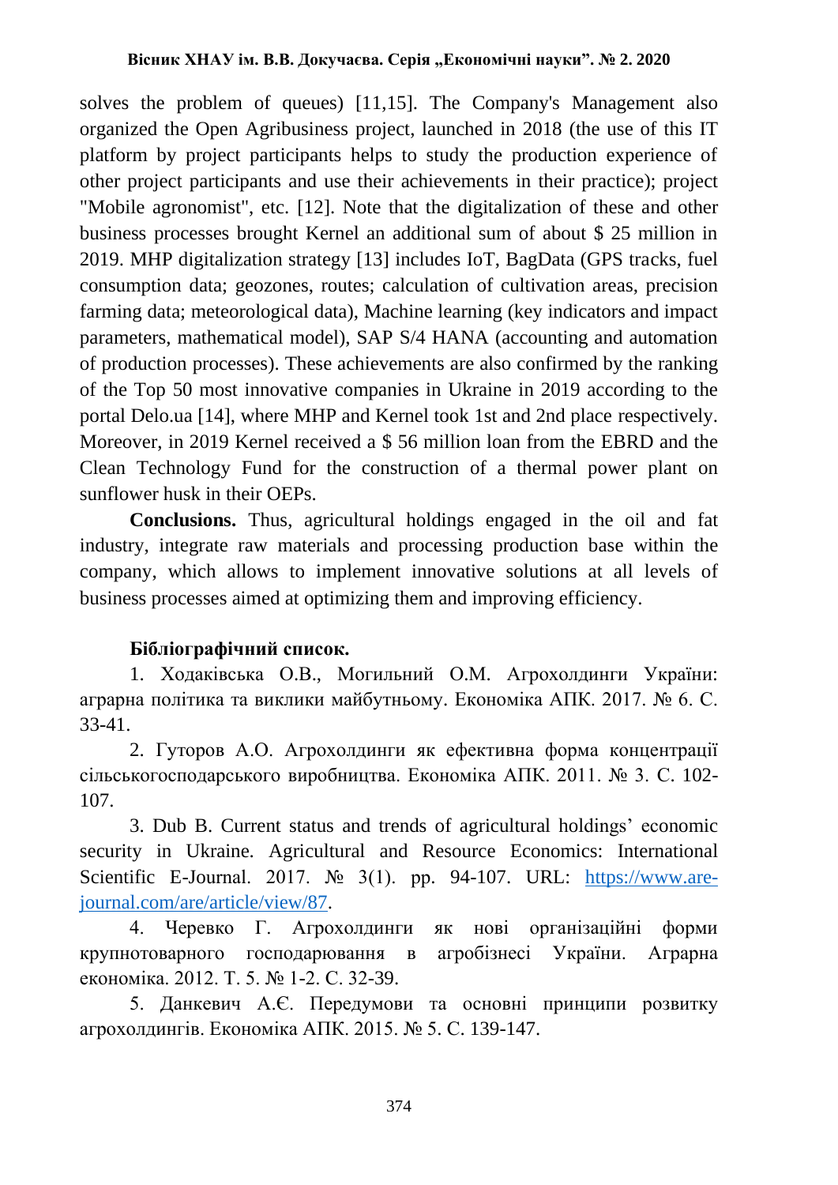solves the problem of queues) [11,15]. The Company's Management also organized the Open Agribusiness project, launched in 2018 (the use of this IT platform by project participants helps to study the production experience of other project participants and use their achievements in their practice); project "Mobile agronomist", etc. [12]. Note that the digitalization of these and other business processes brought Kernel an additional sum of about $ 25 million in 2019. MHP digitalization strategy [13] includes IoT, BagData (GPS tracks, fuel consumption data; geozones, routes; calculation of cultivation areas, precision farming data; meteorological data), Machine learning (key indicators and impact parameters, mathematical model), SAP S/4 HANA (accounting and automation of production processes). These achievements are also confirmed by the ranking of the Top 50 most innovative companies in Ukraine in 2019 according to the portal Delo.ua [14], where MHP and Kernel took 1st and 2nd place respectively. Moreover, in 2019 Kernel received a $ 56 million loan from the EBRD and the Clean Technology Fund for the construction of a thermal power plant on sunflower husk in their OEPs.

**Conclusions.** Thus, agricultural holdings engaged in the oil and fat industry, integrate raw materials and processing production base within the company, which allows to implement innovative solutions at all levels of business processes aimed at optimizing them and improving efficiency.

**Бібліографічний список.**

1. Ходаківська О.В., Могильний О.М. Агрохолдинги України: аграрна політика та виклики майбутньому. Економіка АПК. 2017. № 6. С. 33-41.

2. Гуторов А.О. Агрохолдинги як ефективна форма концентрації сільськогосподарського виробництва. Економіка АПК. 2011. № 3. С. 102-107.

3. Dub B. Current status and trends of agricultural holdings' economic security in Ukraine. Agricultural and Resource Economics: International Scientific E-Journal. 2017. № 3(1). pp. 94-107. URL: [https://www.are-journal.com/are/article/view/87](https://www.are-journal.com/are/article/view/87).

4. Черевко Г. Агрохолдинги як нові організаційні форми крупнотоварного господарювання в агробізнесі України. Аграрна економіка. 2012. Т. 5. № 1-2. С. 32-39.

5. Данкевич А.Є. Передумови та основні принципи розвитку агрохолдингів. Економіка АПК. 2015. № 5. С. 139-147.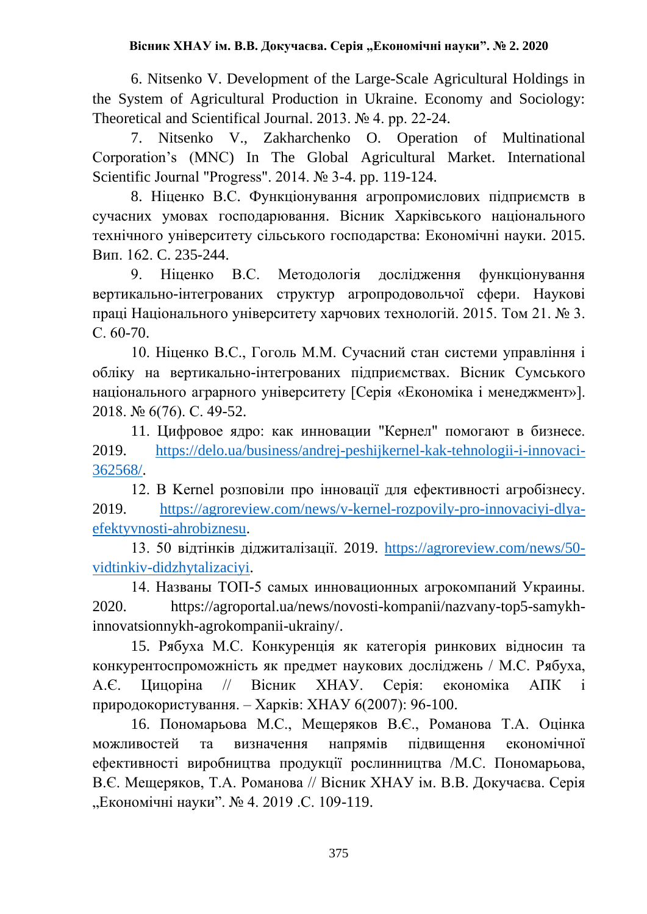6. Nitsenko V. Development of the Large-Scale Agricultural Holdings in the System of Agricultural Production in Ukraine. Economy and Sociology: Theoretical and Scientifical Journal. 2013. № 4. pp. 22-24.

7. Nitsenko V., Zakharchenko O. Operation of Multinational Corporation's (MNC) In The Global Agricultural Market. International Scientific Journal "Progress". 2014. № 3-4. pp. 119-124.

8. Ніценко В.С. Функціонування агропромислових підприємств в сучасних умовах господарювання. Вісник Харківського національного технічного університету сільського господарства: Економічні науки. 2015. Вип. 162. С. 235-244.

9. Ніценко В.С. Методологія дослідження функціонування вертикально-інтегрованих структур агропродовольчої сфери. Наукові праці Національного університету харчових технологій. 2015. Том 21. № 3. С. 60-70.

10. Ніценко В.С., Гоголь М.М. Сучасний стан системи управління і обліку на вертикально-інтегрованих підприємствах. Вісник Сумського національного аграрного університету [Серія «Економіка і менеджмент»]. 2018. № 6(76). С. 49-52.

11. Цифровое ядро: как инновации "Кернел" помогают в бизнесе. 2019. https://delo.ua/business/andrej-peshijkernel-kak-tehnologii-i-innovaci-362568/.

12. В Kernel розповіли про інновації для ефективності агробізнесу. 2019. https://agroreview.com/news/v-kernel-rozpovily-pro-innovaciyi-dlya-efektyvnosti-ahrobiznesu.

13. 50 відтінків діджиталізації. 2019. https://agroreview.com/news/50-vidtinkiv-didzhytalizaciyi.

14. Названы ТОП-5 самых инновационных агрокомпаний Украины. 2020. https://agroportal.ua/news/novosti-kompanii/nazvany-top5-samykh-innovatsionnykh-agrokompanii-ukrainy/.

15. Рябуха М.С. Конкуренція як категорія ринкових відносин та конкурентоспроможність як предмет наукових досліджень / М.С. Рябуха, А.Є. Цицоріна // Вісник ХНАУ. Серія: економіка АПК і природокористування. – Харків: ХНАУ 6(2007): 96-100.

16. Пономарьова М.С., Мещеряков В.Є., Романова Т.А. Оцінка можливостей та визначення напрямів підвищення економічної ефективності виробництва продукції рослинництва /М.С. Пономарьова, В.Є. Мещеряков, Т.А. Романова // Вісник ХНАУ ім. В.В. Докучаєва. Серія „Економічні науки". № 4. 2019 .С. 109-119.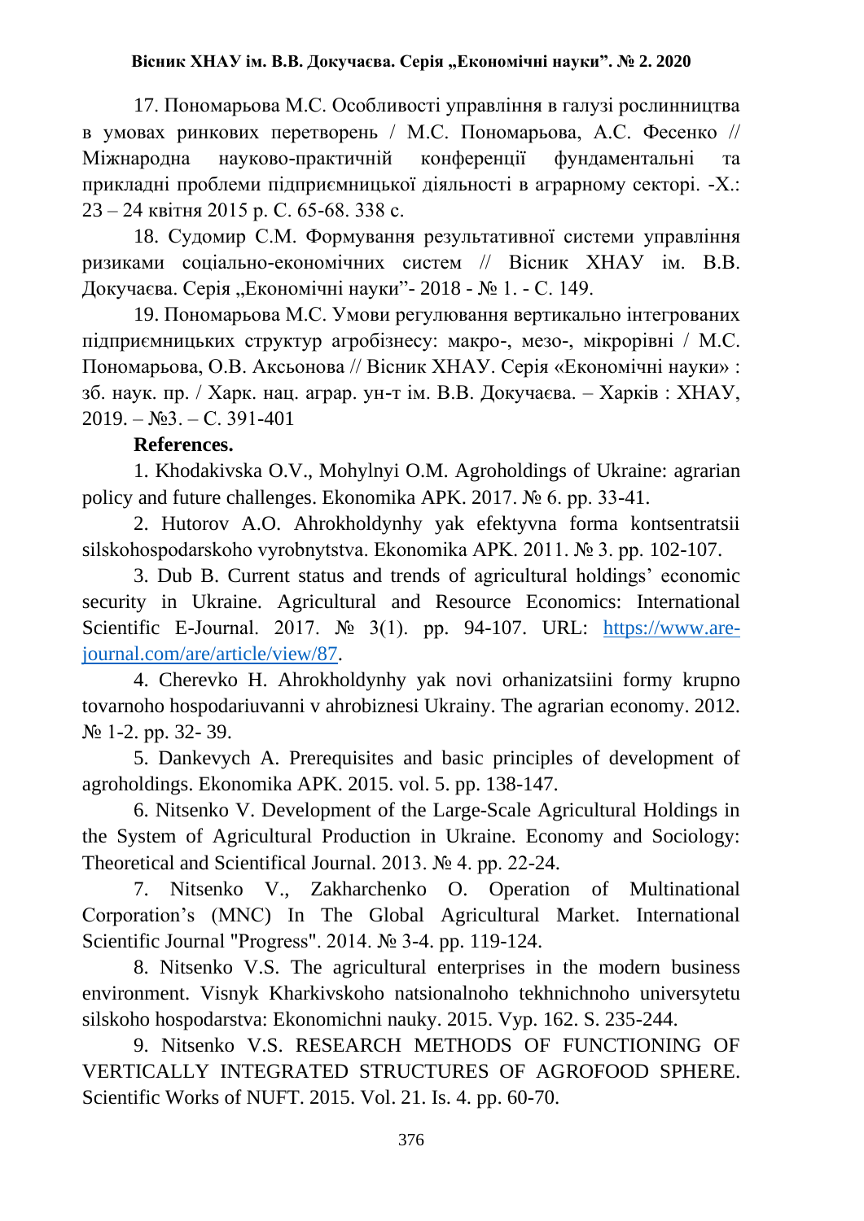17. Пономарьова М.С. Особливості управління в галузі рослинництва в умовах ринкових перетворень / М.С. Пономарьова, А.С. Фесенко // Міжнародна науково-практичній конференції фундаментальні та прикладні проблеми підприємницької діяльності в аграрному секторі. -Х.: 23 – 24 квітня 2015 р. С. 65-68. 338 с.

18. Судомир С.М. Формування результативної системи управління ризиками соціально-економічних систем // Вісник ХНАУ ім. В.В. Докучаєва. Серія „Економічні науки"- 2018 - № 1. - С. 149.

19. Пономарьова М.С. Умови регулювання вертикально інтегрованих підприємницьких структур агробізнесу: макро-, мезо-, мікрорівні / М.С. Пономарьова, О.В. Аксьонова // Вісник ХНАУ. Серія «Економічні науки» : зб. наук. пр. / Харк. нац. аграр. ун-т ім. В.В. Докучаєва. – Харків : ХНАУ, 2019. – №3. – С. 391-401

**References.**

1. Khodakivska O.V., Mohylnyi O.M. Agroholdings of Ukraine: agrarian policy and future challenges. Ekonomika APK. 2017. № 6. pp. 33-41.

2. Hutorov A.O. Ahrokholdynhy yak efektyvna forma kontsentratsii silskohospodarskoho vyrobnytstva. Ekonomika APK. 2011. № 3. pp. 102-107.

3. Dub B. Current status and trends of agricultural holdings' economic security in Ukraine. Agricultural and Resource Economics: International Scientific E-Journal. 2017. № 3(1). pp. 94-107. URL: [https://www.are-journal.com/are/article/view/87](https://www.are-journal.com/are/article/view/87).

4. Cherevko H. Ahrokholdynhy yak novi orhanizatsiini formy krupno tovarnoho hospodariuvanni v ahrobiznesi Ukrainy. The agrarian economy. 2012. № 1-2. pp. 32- 39.

5. Dankevych A. Prerequisites and basic principles of development of agroholdings. Ekonomika APK. 2015. vol. 5. pp. 138-147.

6. Nitsenko V. Development of the Large-Scale Agricultural Holdings in the System of Agricultural Production in Ukraine. Economy and Sociology: Theoretical and Scientifical Journal. 2013. № 4. pp. 22-24.

7. Nitsenko V., Zakharchenko O. Operation of Multinational Corporation's (MNC) In The Global Agricultural Market. International Scientific Journal "Progress". 2014. № 3-4. pp. 119-124.

8. Nitsenko V.S. The agricultural enterprises in the modern business environment. Visnyk Kharkivskoho natsionalnoho tekhnichnoho universytetu silskoho hospodarstva: Ekonomichni nauky. 2015. Vyp. 162. S. 235-244.

9. Nitsenko V.S. RESEARCH METHODS OF FUNCTIONING OF VERTICALLY INTEGRATED STRUCTURES OF AGROFOOD SPHERE. Scientific Works of NUFT. 2015. Vol. 21. Is. 4. pp. 60-70.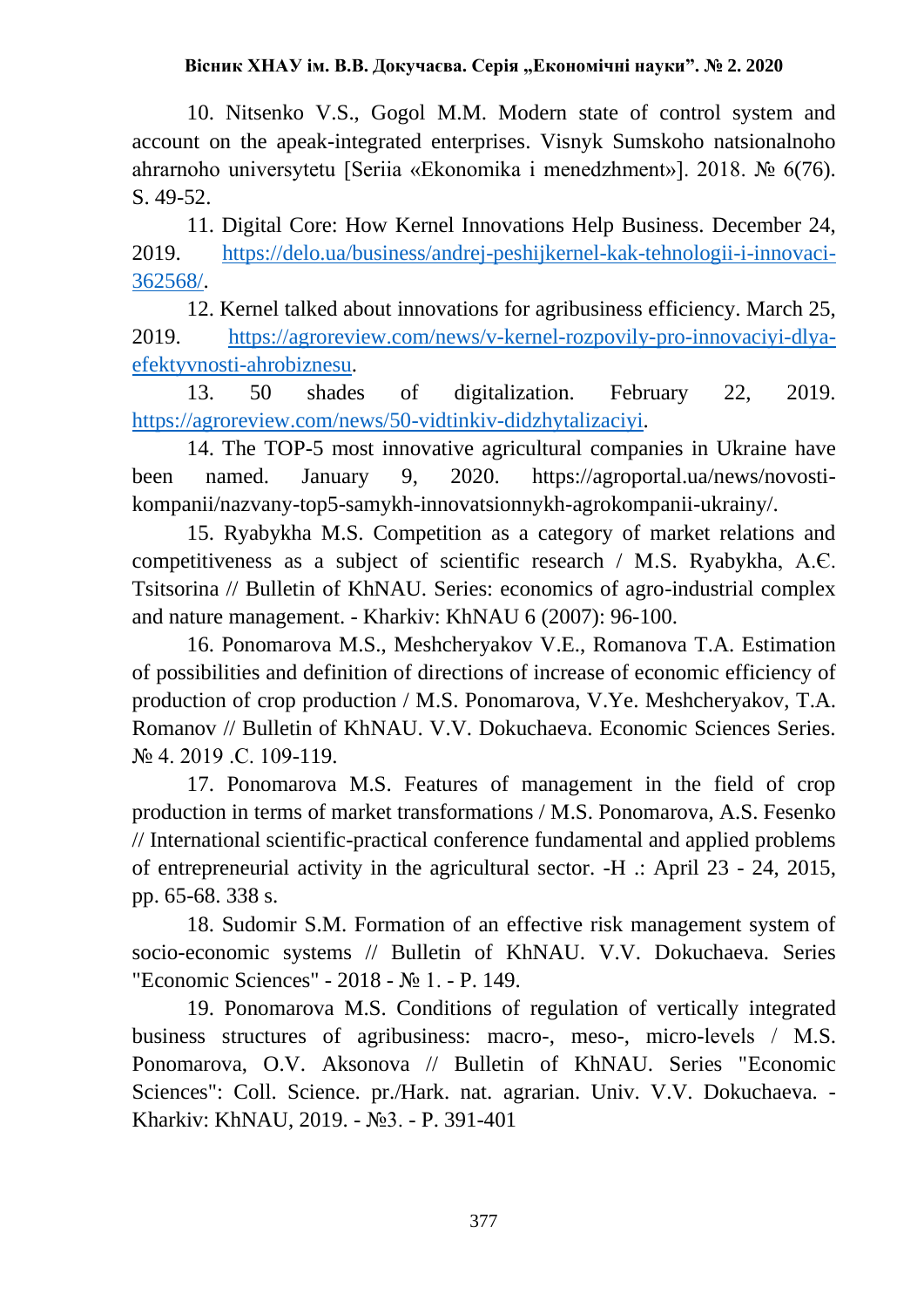10. Nitsenko V.S., Gogol M.M. Modern state of control system and account on the apeak-integrated enterprises. Visnyk Sumskoho natsionalnoho ahrarnoho universytetu [Seriia «Ekonomika i menedzhment»]. 2018. № 6(76). S. 49-52.

11. Digital Core: How Kernel Innovations Help Business. December 24, 2019. https://delo.ua/business/andrej-peshijkernel-kak-tehnologii-i-innovaci-362568/.

12. Kernel talked about innovations for agribusiness efficiency. March 25, 2019. https://agroreview.com/news/v-kernel-rozpovily-pro-innovaciyi-dlya-efektyvnosti-ahrobiznesu.

13. 50 shades of digitalization. February 22, 2019. https://agroreview.com/news/50-vidtinkiv-didzhytalizaciyi.

14. The TOP-5 most innovative agricultural companies in Ukraine have been named. January 9, 2020. https://agroportal.ua/news/novosti-kompanii/nazvany-top5-samykh-innovatsionnykh-agrokompanii-ukrainy/.

15. Ryabykha M.S. Competition as a category of market relations and competitiveness as a subject of scientific research / M.S. Ryabykha, A.Є. Tsitsorina // Bulletin of KhNAU. Series: economics of agro-industrial complex and nature management. - Kharkiv: KhNAU 6 (2007): 96-100.

16. Ponomarova M.S., Meshcheryakov V.E., Romanova T.A. Estimation of possibilities and definition of directions of increase of economic efficiency of production of crop production / M.S. Ponomarova, V.Ye. Meshcheryakov, T.A. Romanov // Bulletin of KhNAU. V.V. Dokuchaeva. Economic Sciences Series. № 4. 2019 .C. 109-119.

17. Ponomarova M.S. Features of management in the field of crop production in terms of market transformations / M.S. Ponomarova, A.S. Fesenko // International scientific-practical conference fundamental and applied problems of entrepreneurial activity in the agricultural sector. -H .: April 23 - 24, 2015, pp. 65-68. 338 s.

18. Sudomir S.M. Formation of an effective risk management system of socio-economic systems // Bulletin of KhNAU. V.V. Dokuchaeva. Series "Economic Sciences" - 2018 - № 1. - P. 149.

19. Ponomarova M.S. Conditions of regulation of vertically integrated business structures of agribusiness: macro-, meso-, micro-levels / M.S. Ponomarova, O.V. Aksonova // Bulletin of KhNAU. Series "Economic Sciences": Coll. Science. pr./Hark. nat. agrarian. Univ. V.V. Dokuchaeva. - Kharkiv: KhNAU, 2019. - №3. - P. 391-401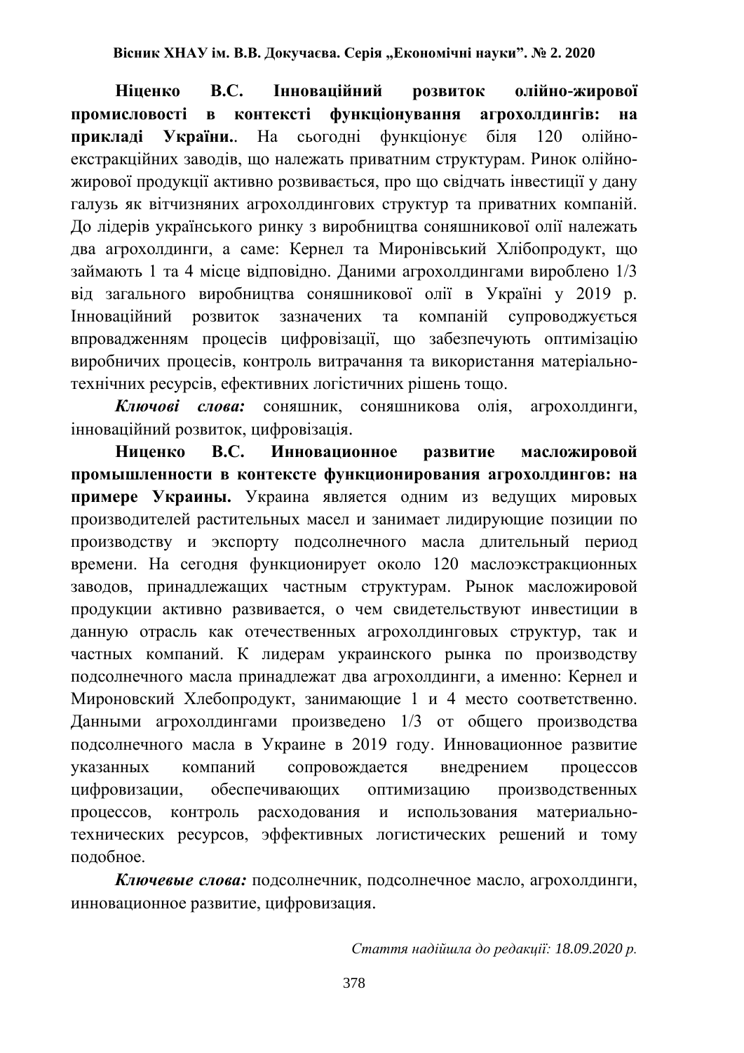**Ніценко В.С. Інноваційний розвиток олійно-жирової промисловості в контексті функціонування агрохолдингів: на прикладі України.**. На сьогодні функціонує біля 120 олійно-екстракційних заводів, що належать приватним структурам. Ринок олійно-жирової продукції активно розвивається, про що свідчать інвестиції у дану галузь як вітчизняних агрохолдингових структур та приватних компаній. До лідерів українського ринку з виробництва соняшникової олії належать два агрохолдинги, а саме: Кернел та Миронівський Хлібопродукт, що займають 1 та 4 місце відповідно. Даними агрохолдингами вироблено 1/3 від загального виробництва соняшникової олії в Україні у 2019 р. Інноваційний розвиток зазначених та компаній супроводжується впровадженням процесів цифровізації, що забезпечують оптимізацію виробничих процесів, контроль витрачання та використання матеріально-технічних ресурсів, ефективних логістичних рішень тощо.

***Ключові слова:*** соняшник, соняшникова олія, агрохолдинги, інноваційний розвиток, цифровізація.

**Ниценко В.С. Инновационное развитие масложировой промышленности в контексте функционирования агрохолдингов: на примере Украины.** Украина является одним из ведущих мировых производителей растительных масел и занимает лидирующие позиции по производству и экспорту подсолнечного масла длительный период времени. На сегодня функционирует около 120 маслоэкстракционных заводов, принадлежащих частным структурам. Рынок масложировой продукции активно развивается, о чем свидетельствуют инвестиции в данную отрасль как отечественных агрохолдинговых структур, так и частных компаний. К лидерам украинского рынка по производству подсолнечного масла принадлежат два агрохолдинги, а именно: Кернел и Мироновский Хлебопродукт, занимающие 1 и 4 место соответственно. Данными агрохолдингами произведено 1/3 от общего производства подсолнечного масла в Украине в 2019 году. Инновационное развитие указанных компаний сопровождается внедрением процессов цифровизации, обеспечивающих оптимизацию производственных процессов, контроль расходования и использования материально-технических ресурсов, эффективных логистических решений и тому подобное.

***Ключевые слова:*** подсолнечник, подсолнечное масло, агрохолдинги, инновационное развитие, цифровизация.

*Стаття надійшла до редакції: 18.09.2020 р.*